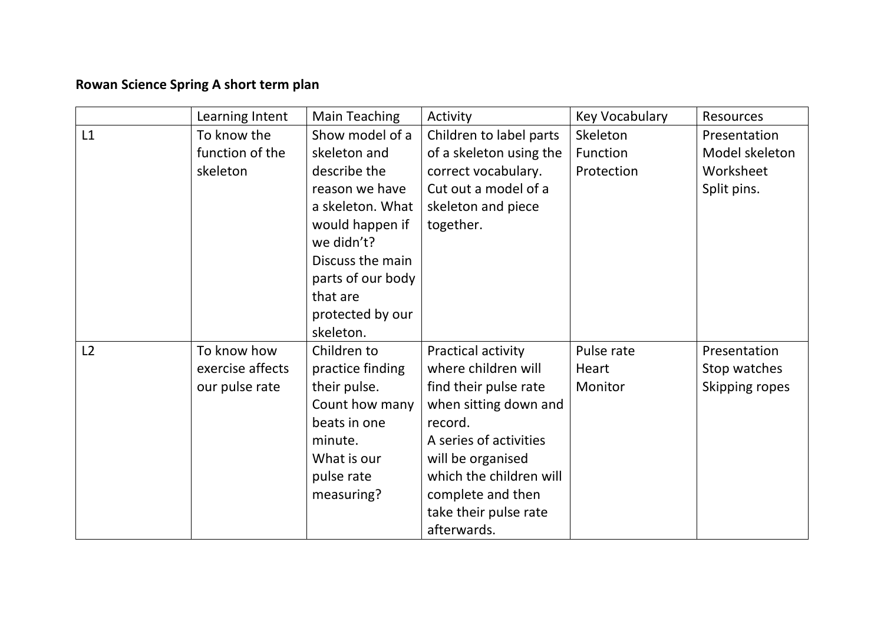**Rowan Science Spring A short term plan**

| | Learning Intent | Main Teaching | Activity | Key Vocabulary | Resources |
|---|---|---|---|---|---|
| L1 | To know the function of the skeleton | Show model of a skeleton and describe the reason we have a skeleton. What would happen if we didn't? Discuss the main parts of our body that are protected by our skeleton. | Children to label parts of a skeleton using the correct vocabulary. Cut out a model of a skeleton and piece together. | Skeleton<br>Function<br>Protection | Presentation<br>Model skeleton<br>Worksheet<br>Split pins. |
| L2 | To know how exercise affects our pulse rate | Children to practice finding their pulse. Count how many beats in one minute. What is our pulse rate measuring? | Practical activity where children will find their pulse rate when sitting down and record. A series of activities will be organised which the children will complete and then take their pulse rate afterwards. | Pulse rate<br>Heart<br>Monitor | Presentation<br>Stop watches<br>Skipping ropes |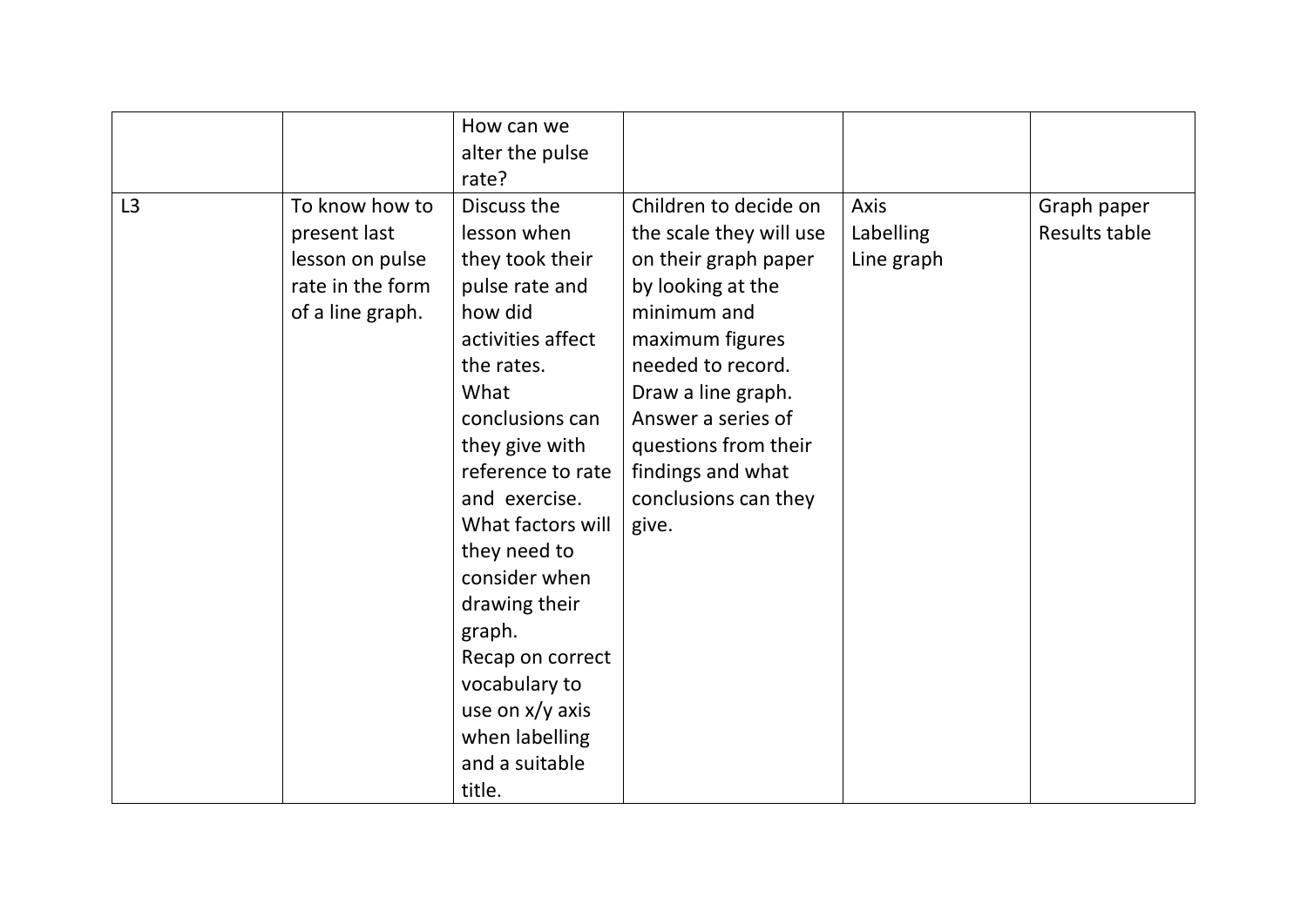| | | | | | |
|---|---|---|---|---|---|
| | | How can we alter the pulse rate? | | | |
| L3 | To know how to present last lesson on pulse rate in the form of a line graph. | Discuss the lesson when they took their pulse rate and how did activities affect the rates. What conclusions can they give with reference to rate and exercise. What factors will they need to consider when drawing their graph. Recap on correct vocabulary to use on x/y axis when labelling and a suitable title. | Children to decide on the scale they will use on their graph paper by looking at the minimum and maximum figures needed to record. Draw a line graph. Answer a series of questions from their findings and what conclusions can they give. | Axis<br>Labelling<br>Line graph | Graph paper<br>Results table |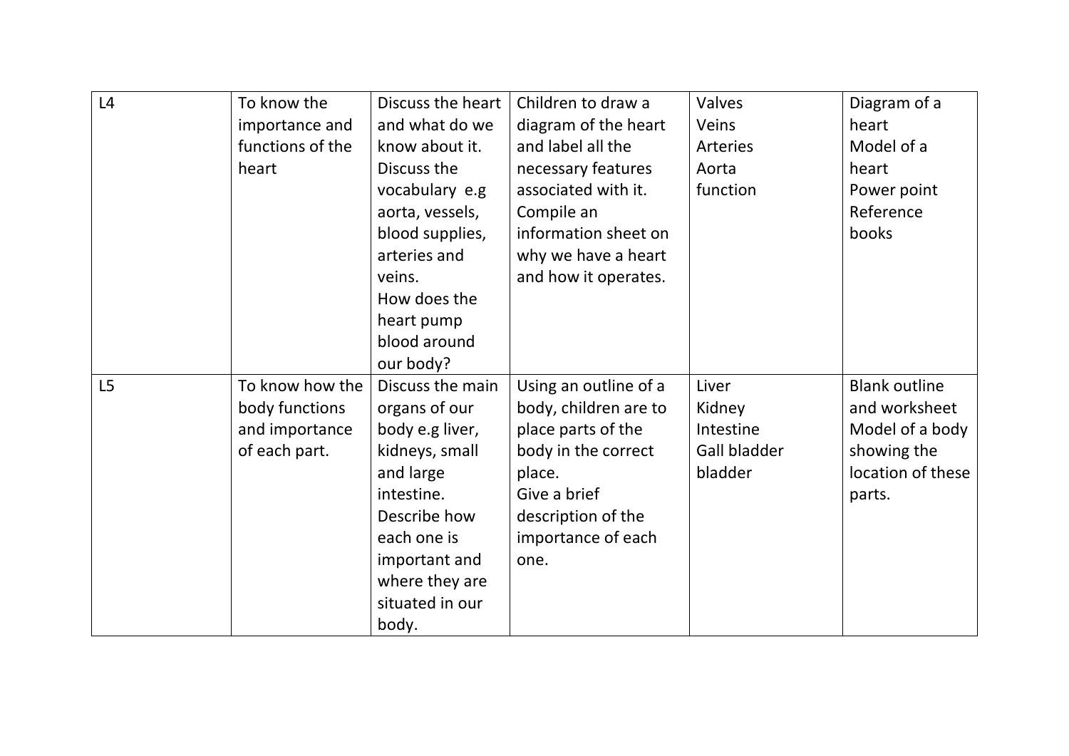| | | | | | |
|---|---|---|---|---|---|
| L4 | To know the importance and functions of the heart | Discuss the heart and what do we know about it. Discuss the vocabulary e.g aorta, vessels, blood supplies, arteries and veins. How does the heart pump blood around our body? | Children to draw a diagram of the heart and label all the necessary features associated with it. Compile an information sheet on why we have a heart and how it operates. | Valves Veins Arteries Aorta function | Diagram of a heart Model of a heart Power point Reference books |
| L5 | To know how the body functions and importance of each part. | Discuss the main organs of our body e.g liver, kidneys, small and large intestine. Describe how each one is important and where they are situated in our body. | Using an outline of a body, children are to place parts of the body in the correct place. Give a brief description of the importance of each one. | Liver Kidney Intestine Gall bladder bladder | Blank outline and worksheet Model of a body showing the location of these parts. |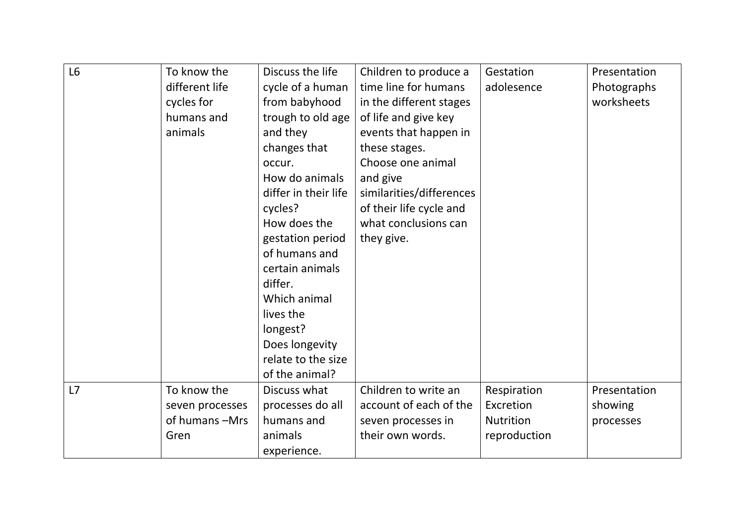| | | | | | |
|---|---|---|---|---|---|
| L6 | To know the different life cycles for humans and animals | Discuss the life cycle of a human from babyhood trough to old age and they changes that occur.<br>How do animals differ in their life cycles?<br>How does the gestation period of humans and certain animals differ.<br>Which animal lives the longest?<br>Does longevity relate to the size of the animal? | Children to produce a time line for humans in the different stages of life and give key events that happen in these stages.<br>Choose one animal and give similarities/differences of their life cycle and what conclusions can they give. | Gestation<br>adolesence | Presentation<br>Photographs<br>worksheets |
| L7 | To know the seven processes of humans –Mrs Gren | Discuss what processes do all humans and animals experience. | Children to write an account of each of the seven processes in their own words. | Respiration<br>Excretion<br>Nutrition<br>reproduction | Presentation showing processes |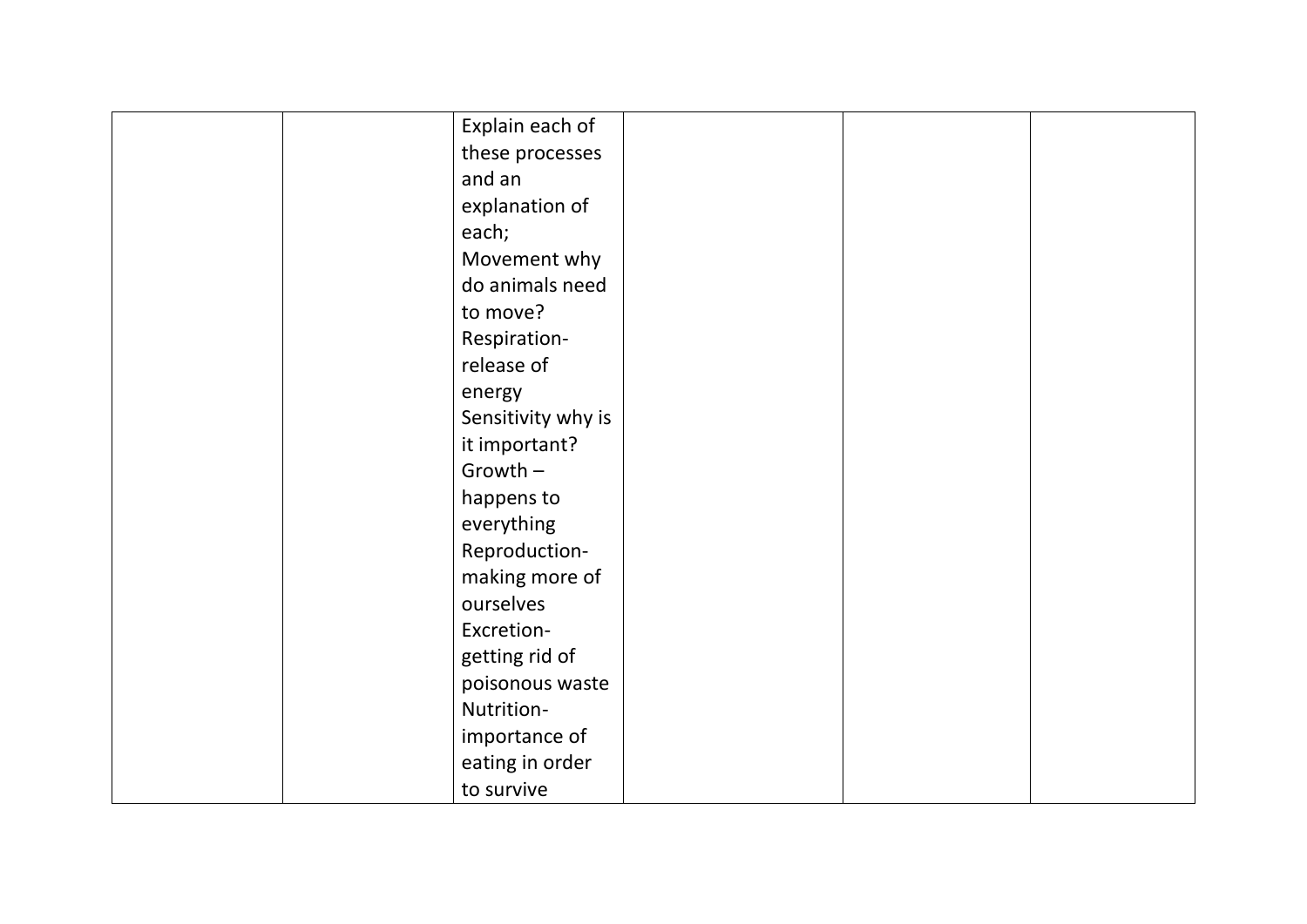| | | | | | |
|---|---|---|---|---|---|
| | | Explain each of these processes and an explanation of each;<br>Movement why do animals need to move?<br>Respiration- release of energy<br>Sensitivity why is it important?<br>Growth – happens to everything<br>Reproduction- making more of ourselves<br>Excretion- getting rid of poisonous waste<br>Nutrition- importance of eating in order to survive | | | |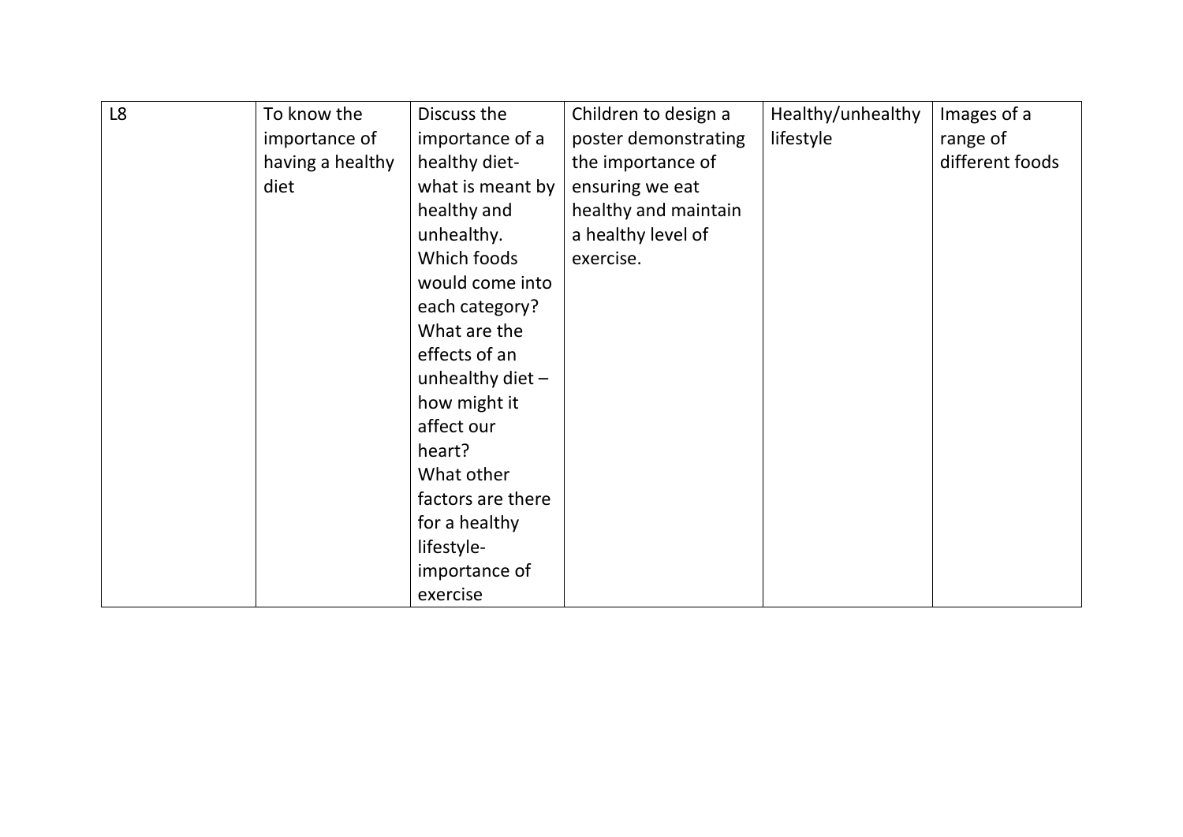| L8 | To know the importance of having a healthy diet | Discuss the importance of a healthy diet- what is meant by healthy and unhealthy. Which foods would come into each category? What are the effects of an unhealthy diet – how might it affect our heart? What other factors are there for a healthy lifestyle- importance of exercise | Children to design a poster demonstrating the importance of ensuring we eat healthy and maintain a healthy level of exercise. | Healthy/unhealthy lifestyle | Images of a range of different foods |
|---|---|---|---|---|---|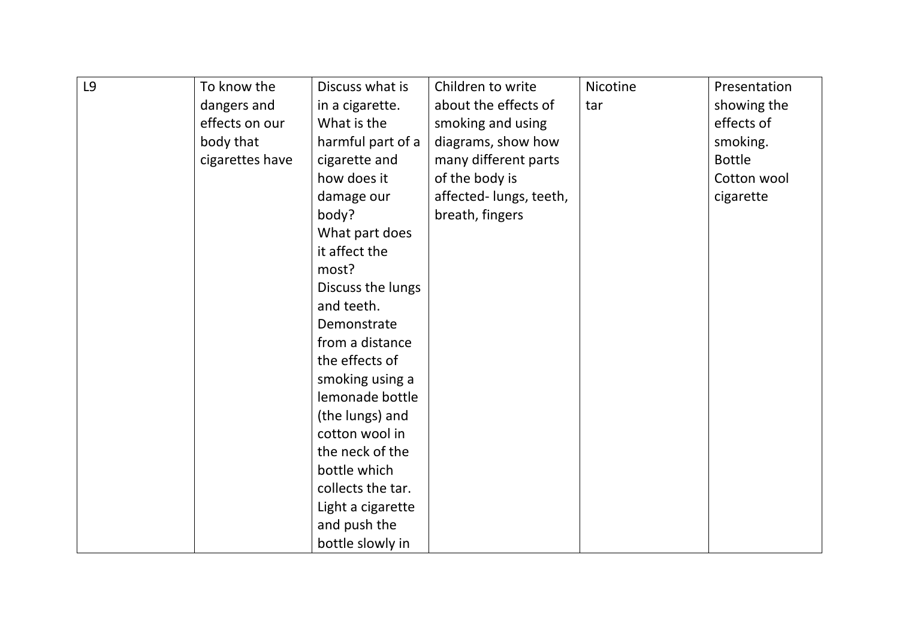| | | | | | |
|---|---|---|---|---|---|
| L9 | To know the dangers and effects on our body that cigarettes have | Discuss what is in a cigarette. What is the harmful part of a cigarette and how does it damage our body? What part does it affect the most? Discuss the lungs and teeth. Demonstrate from a distance the effects of smoking using a lemonade bottle (the lungs) and cotton wool in the neck of the bottle which collects the tar. Light a cigarette and push the bottle slowly in | Children to write about the effects of smoking and using diagrams, show how many different parts of the body is affected- lungs, teeth, breath, fingers | Nicotine tar | Presentation showing the effects of smoking. Bottle Cotton wool cigarette |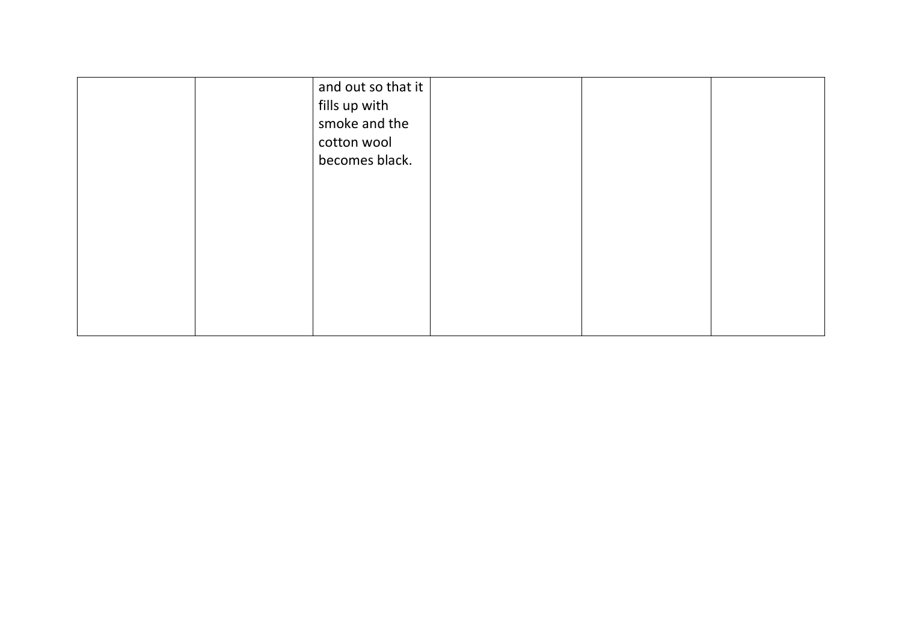| | | | | | |
|---|---|---|---|---|---|
| | | and out so that it fills up with smoke and the cotton wool becomes black. | | | |